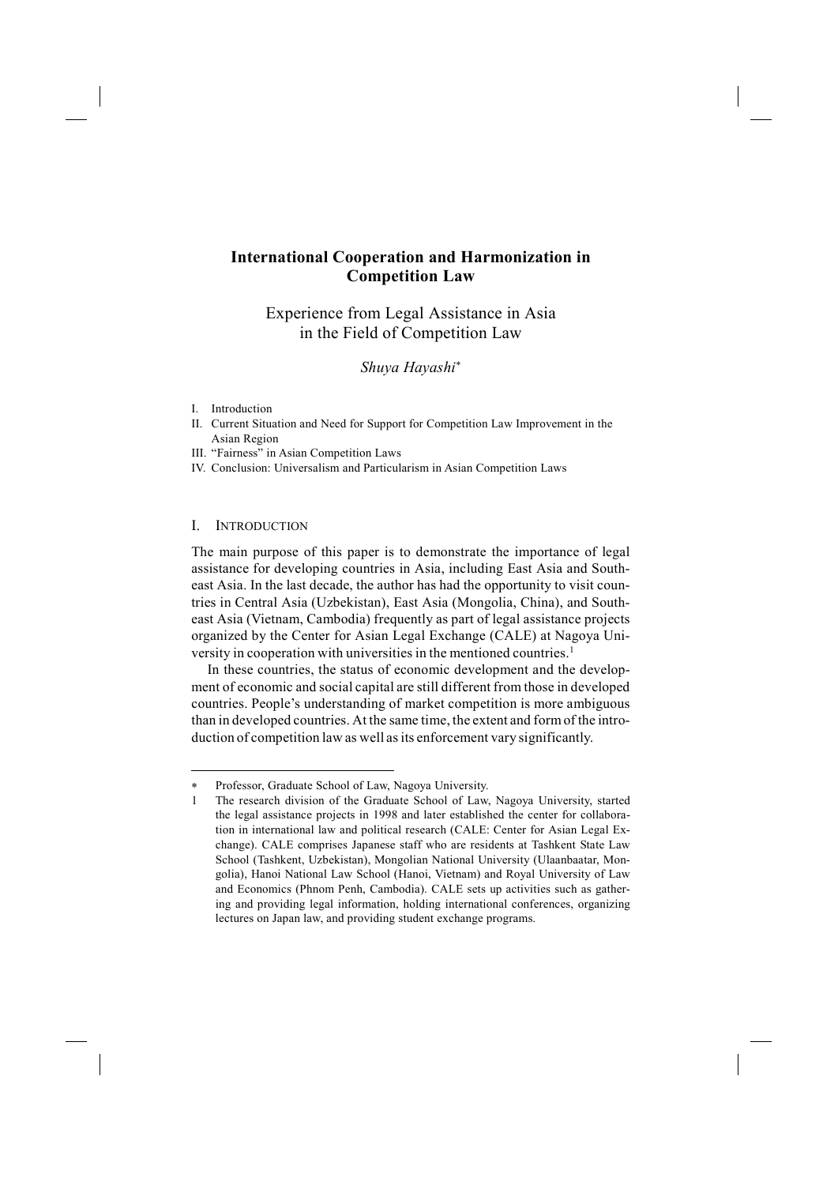# International Cooperation and Harmonization in Competition Law

## Experience from Legal Assistance in Asia in the Field of Competition Law

*Shuya Hayashi*[*]

I. Introduction
II. Current Situation and Need for Support for Competition Law Improvement in the Asian Region
III. "Fairness" in Asian Competition Laws
IV. Conclusion: Universalism and Particularism in Asian Competition Laws

## I. Introduction

The main purpose of this paper is to demonstrate the importance of legal assistance for developing countries in Asia, including East Asia and Southeast Asia. In the last decade, the author has had the opportunity to visit countries in Central Asia (Uzbekistan), East Asia (Mongolia, China), and Southeast Asia (Vietnam, Cambodia) frequently as part of legal assistance projects organized by the Center for Asian Legal Exchange (CALE) at Nagoya University in cooperation with universities in the mentioned countries.[1]

In these countries, the status of economic development and the development of economic and social capital are still different from those in developed countries. People's understanding of market competition is more ambiguous than in developed countries. At the same time, the extent and form of the introduction of competition law as well as its enforcement vary significantly.

---

[*] Professor, Graduate School of Law, Nagoya University.

[1] The research division of the Graduate School of Law, Nagoya University, started the legal assistance projects in 1998 and later established the center for collaboration in international law and political research (CALE: Center for Asian Legal Exchange). CALE comprises Japanese staff who are residents at Tashkent State Law School (Tashkent, Uzbekistan), Mongolian National University (Ulaanbaatar, Mongolia), Hanoi National Law School (Hanoi, Vietnam) and Royal University of Law and Economics (Phnom Penh, Cambodia). CALE sets up activities such as gathering and providing legal information, holding international conferences, organizing lectures on Japan law, and providing student exchange programs.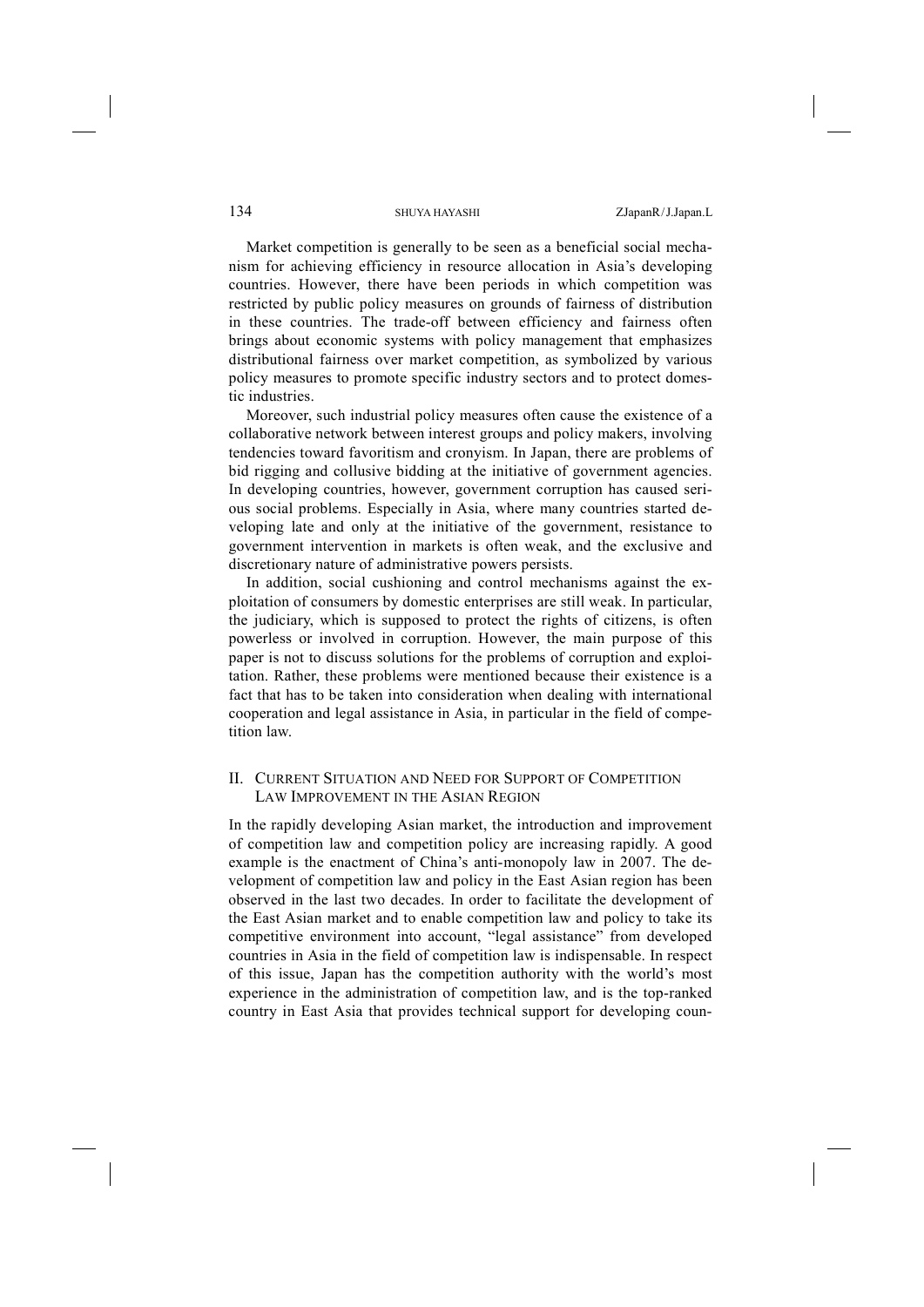Market competition is generally to be seen as a beneficial social mechanism for achieving efficiency in resource allocation in Asia's developing countries. However, there have been periods in which competition was restricted by public policy measures on grounds of fairness of distribution in these countries. The trade-off between efficiency and fairness often brings about economic systems with policy management that emphasizes distributional fairness over market competition, as symbolized by various policy measures to promote specific industry sectors and to protect domestic industries.

Moreover, such industrial policy measures often cause the existence of a collaborative network between interest groups and policy makers, involving tendencies toward favoritism and cronyism. In Japan, there are problems of bid rigging and collusive bidding at the initiative of government agencies. In developing countries, however, government corruption has caused serious social problems. Especially in Asia, where many countries started developing late and only at the initiative of the government, resistance to government intervention in markets is often weak, and the exclusive and discretionary nature of administrative powers persists.

In addition, social cushioning and control mechanisms against the exploitation of consumers by domestic enterprises are still weak. In particular, the judiciary, which is supposed to protect the rights of citizens, is often powerless or involved in corruption. However, the main purpose of this paper is not to discuss solutions for the problems of corruption and exploitation. Rather, these problems were mentioned because their existence is a fact that has to be taken into consideration when dealing with international cooperation and legal assistance in Asia, in particular in the field of competition law.

## II. Current Situation and Need for Support of Competition Law Improvement in the Asian Region

In the rapidly developing Asian market, the introduction and improvement of competition law and competition policy are increasing rapidly. A good example is the enactment of China's anti-monopoly law in 2007. The development of competition law and policy in the East Asian region has been observed in the last two decades. In order to facilitate the development of the East Asian market and to enable competition law and policy to take its competitive environment into account, "legal assistance" from developed countries in Asia in the field of competition law is indispensable. In respect of this issue, Japan has the competition authority with the world's most experience in the administration of competition law, and is the top-ranked country in East Asia that provides technical support for developing coun-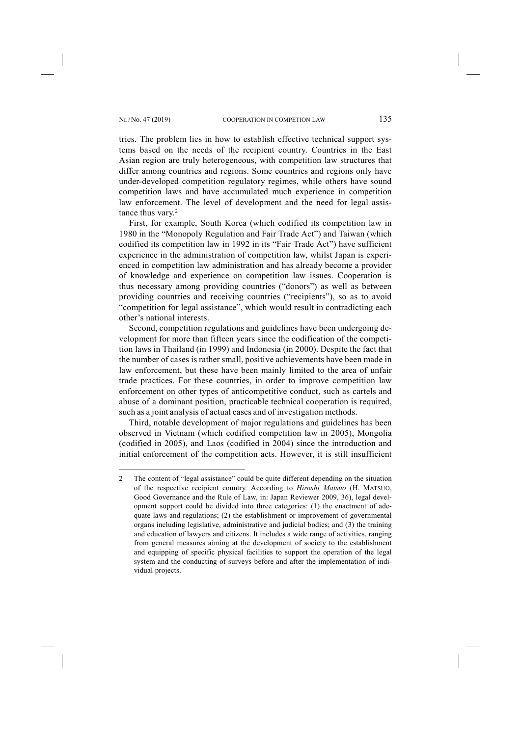tries. The problem lies in how to establish effective technical support systems based on the needs of the recipient country. Countries in the East Asian region are truly heterogeneous, with competition law structures that differ among countries and regions. Some countries and regions only have under-developed competition regulatory regimes, while others have sound competition laws and have accumulated much experience in competition law enforcement. The level of development and the need for legal assistance thus vary.[2]

First, for example, South Korea (which codified its competition law in 1980 in the "Monopoly Regulation and Fair Trade Act") and Taiwan (which codified its competition law in 1992 in its "Fair Trade Act") have sufficient experience in the administration of competition law, whilst Japan is experienced in competition law administration and has already become a provider of knowledge and experience on competition law issues. Cooperation is thus necessary among providing countries ("donors") as well as between providing countries and receiving countries ("recipients"), so as to avoid "competition for legal assistance", which would result in contradicting each other's national interests.

Second, competition regulations and guidelines have been undergoing development for more than fifteen years since the codification of the competition laws in Thailand (in 1999) and Indonesia (in 2000). Despite the fact that the number of cases is rather small, positive achievements have been made in law enforcement, but these have been mainly limited to the area of unfair trade practices. For these countries, in order to improve competition law enforcement on other types of anticompetitive conduct, such as cartels and abuse of a dominant position, practicable technical cooperation is required, such as a joint analysis of actual cases and of investigation methods.

Third, notable development of major regulations and guidelines has been observed in Vietnam (which codified competition law in 2005), Mongolia (codified in 2005), and Laos (codified in 2004) since the introduction and initial enforcement of the competition acts. However, it is still insufficient

---

2 The content of "legal assistance" could be quite different depending on the situation of the respective recipient country. According to *Hiroshi Matsuo* (H. MATSUO, Good Governance and the Rule of Law, in: Japan Reviewer 2009, 36), legal development support could be divided into three categories: (1) the enactment of adequate laws and regulations; (2) the establishment or improvement of governmental organs including legislative, administrative and judicial bodies; and (3) the training and education of lawyers and citizens. It includes a wide range of activities, ranging from general measures aiming at the development of society to the establishment and equipping of specific physical facilities to support the operation of the legal system and the conducting of surveys before and after the implementation of individual projects.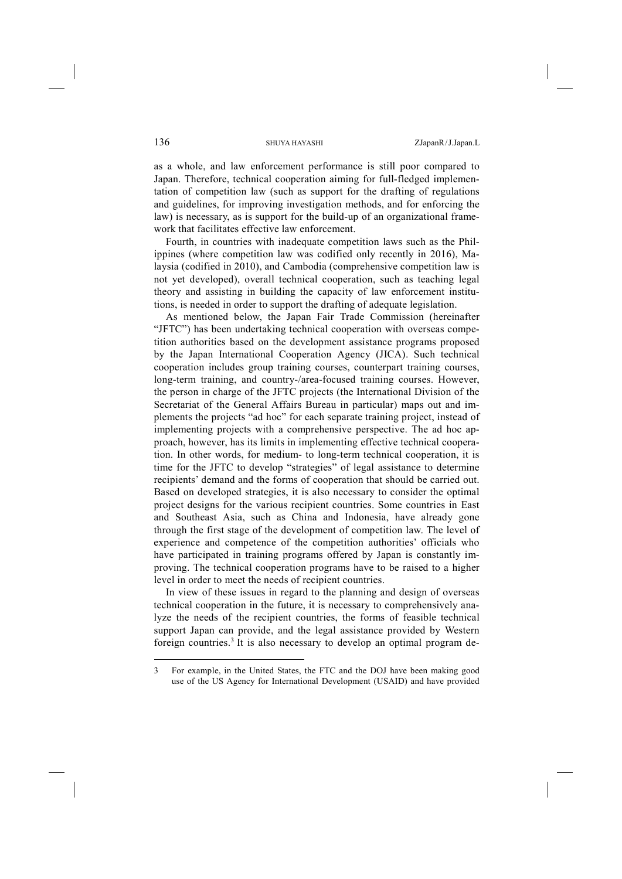as a whole, and law enforcement performance is still poor compared to Japan. Therefore, technical cooperation aiming for full-fledged implementation of competition law (such as support for the drafting of regulations and guidelines, for improving investigation methods, and for enforcing the law) is necessary, as is support for the build-up of an organizational framework that facilitates effective law enforcement.

Fourth, in countries with inadequate competition laws such as the Philippines (where competition law was codified only recently in 2016), Malaysia (codified in 2010), and Cambodia (comprehensive competition law is not yet developed), overall technical cooperation, such as teaching legal theory and assisting in building the capacity of law enforcement institutions, is needed in order to support the drafting of adequate legislation.

As mentioned below, the Japan Fair Trade Commission (hereinafter "JFTC") has been undertaking technical cooperation with overseas competition authorities based on the development assistance programs proposed by the Japan International Cooperation Agency (JICA). Such technical cooperation includes group training courses, counterpart training courses, long-term training, and country-/area-focused training courses. However, the person in charge of the JFTC projects (the International Division of the Secretariat of the General Affairs Bureau in particular) maps out and implements the projects "ad hoc" for each separate training project, instead of implementing projects with a comprehensive perspective. The ad hoc approach, however, has its limits in implementing effective technical cooperation. In other words, for medium- to long-term technical cooperation, it is time for the JFTC to develop "strategies" of legal assistance to determine recipients' demand and the forms of cooperation that should be carried out. Based on developed strategies, it is also necessary to consider the optimal project designs for the various recipient countries. Some countries in East and Southeast Asia, such as China and Indonesia, have already gone through the first stage of the development of competition law. The level of experience and competence of the competition authorities' officials who have participated in training programs offered by Japan is constantly improving. The technical cooperation programs have to be raised to a higher level in order to meet the needs of recipient countries.

In view of these issues in regard to the planning and design of overseas technical cooperation in the future, it is necessary to comprehensively analyze the needs of the recipient countries, the forms of feasible technical support Japan can provide, and the legal assistance provided by Western foreign countries.[3] It is also necessary to develop an optimal program de-

---

3 For example, in the United States, the FTC and the DOJ have been making good use of the US Agency for International Development (USAID) and have provided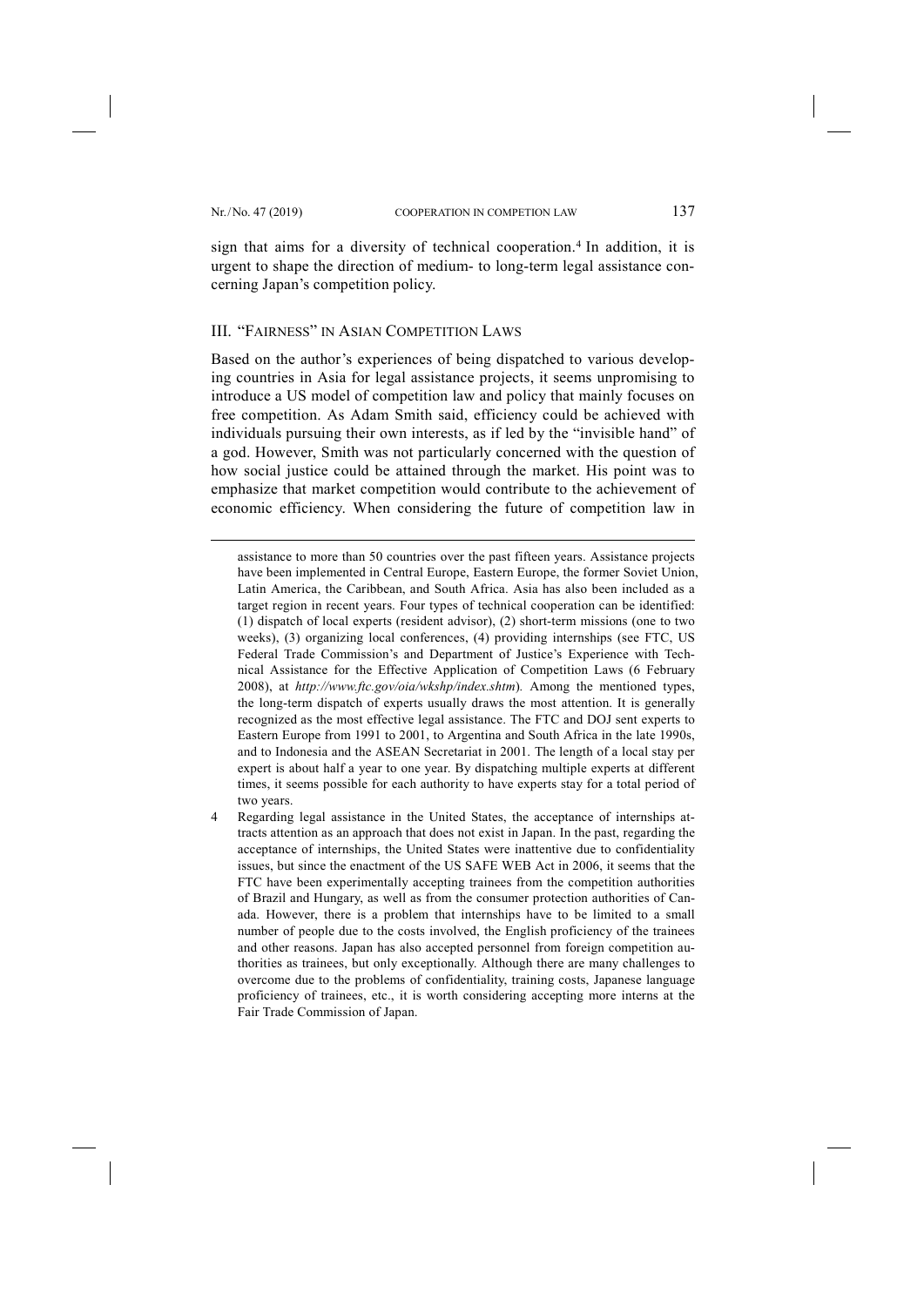sign that aims for a diversity of technical cooperation.[4] In addition, it is urgent to shape the direction of medium- to long-term legal assistance concerning Japan's competition policy.

## III. "Fairness" in Asian Competition Laws

Based on the author's experiences of being dispatched to various developing countries in Asia for legal assistance projects, it seems unpromising to introduce a US model of competition law and policy that mainly focuses on free competition. As Adam Smith said, efficiency could be achieved with individuals pursuing their own interests, as if led by the "invisible hand" of a god. However, Smith was not particularly concerned with the question of how social justice could be attained through the market. His point was to emphasize that market competition would contribute to the achievement of economic efficiency. When considering the future of competition law in

---

assistance to more than 50 countries over the past fifteen years. Assistance projects have been implemented in Central Europe, Eastern Europe, the former Soviet Union, Latin America, the Caribbean, and South Africa. Asia has also been included as a target region in recent years. Four types of technical cooperation can be identified: (1) dispatch of local experts (resident advisor), (2) short-term missions (one to two weeks), (3) organizing local conferences, (4) providing internships (see FTC, US Federal Trade Commission's and Department of Justice's Experience with Technical Assistance for the Effective Application of Competition Laws (6 February 2008), at *http://www.ftc.gov/oia/wkshp/index.shtm*). Among the mentioned types, the long-term dispatch of experts usually draws the most attention. It is generally recognized as the most effective legal assistance. The FTC and DOJ sent experts to Eastern Europe from 1991 to 2001, to Argentina and South Africa in the late 1990s, and to Indonesia and the ASEAN Secretariat in 2001. The length of a local stay per expert is about half a year to one year. By dispatching multiple experts at different times, it seems possible for each authority to have experts stay for a total period of two years.

4 Regarding legal assistance in the United States, the acceptance of internships attracts attention as an approach that does not exist in Japan. In the past, regarding the acceptance of internships, the United States were inattentive due to confidentiality issues, but since the enactment of the US SAFE WEB Act in 2006, it seems that the FTC have been experimentally accepting trainees from the competition authorities of Brazil and Hungary, as well as from the consumer protection authorities of Canada. However, there is a problem that internships have to be limited to a small number of people due to the costs involved, the English proficiency of the trainees and other reasons. Japan has also accepted personnel from foreign competition authorities as trainees, but only exceptionally. Although there are many challenges to overcome due to the problems of confidentiality, training costs, Japanese language proficiency of trainees, etc., it is worth considering accepting more interns at the Fair Trade Commission of Japan.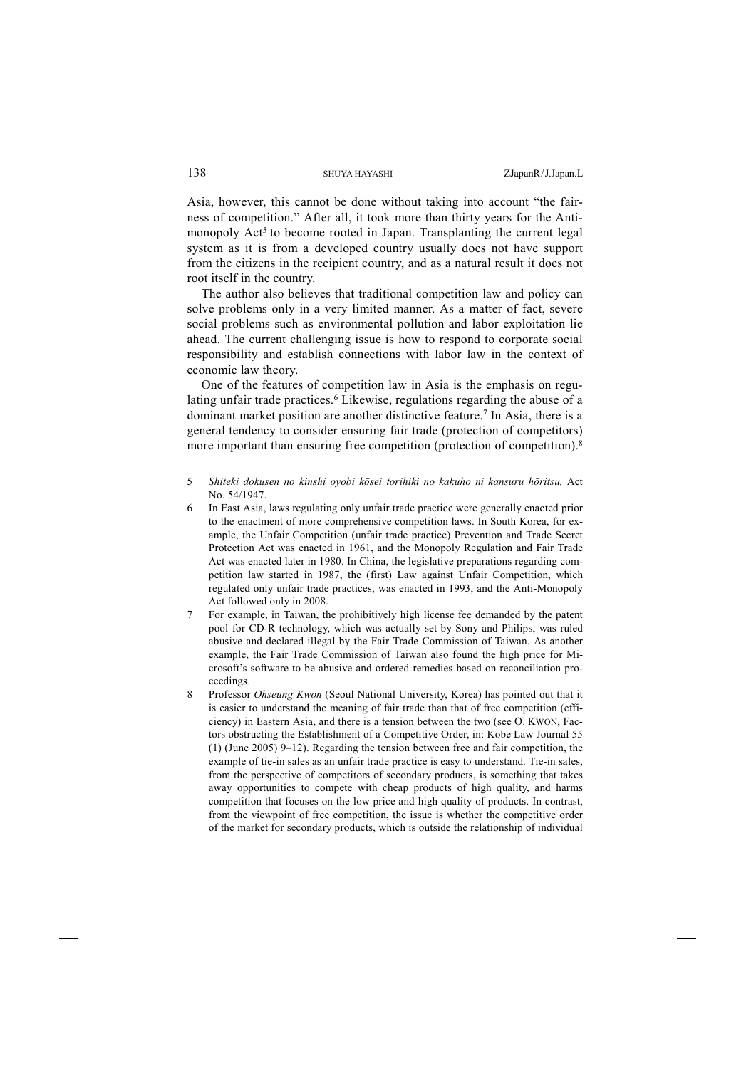Asia, however, this cannot be done without taking into account "the fairness of competition." After all, it took more than thirty years for the Antimonopoly Act[5] to become rooted in Japan. Transplanting the current legal system as it is from a developed country usually does not have support from the citizens in the recipient country, and as a natural result it does not root itself in the country.

The author also believes that traditional competition law and policy can solve problems only in a very limited manner. As a matter of fact, severe social problems such as environmental pollution and labor exploitation lie ahead. The current challenging issue is how to respond to corporate social responsibility and establish connections with labor law in the context of economic law theory.

One of the features of competition law in Asia is the emphasis on regulating unfair trade practices.[6] Likewise, regulations regarding the abuse of a dominant market position are another distinctive feature.[7] In Asia, there is a general tendency to consider ensuring fair trade (protection of competitors) more important than ensuring free competition (protection of competition).[8]

---

5 *Shiteki dokusen no kinshi oyobi kōsei torihiki no kakuho ni kansuru hōritsu,* Act No. 54/1947.

6 In East Asia, laws regulating only unfair trade practice were generally enacted prior to the enactment of more comprehensive competition laws. In South Korea, for example, the Unfair Competition (unfair trade practice) Prevention and Trade Secret Protection Act was enacted in 1961, and the Monopoly Regulation and Fair Trade Act was enacted later in 1980. In China, the legislative preparations regarding competition law started in 1987, the (first) Law against Unfair Competition, which regulated only unfair trade practices, was enacted in 1993, and the Anti-Monopoly Act followed only in 2008.

7 For example, in Taiwan, the prohibitively high license fee demanded by the patent pool for CD-R technology, which was actually set by Sony and Philips, was ruled abusive and declared illegal by the Fair Trade Commission of Taiwan. As another example, the Fair Trade Commission of Taiwan also found the high price for Microsoft's software to be abusive and ordered remedies based on reconciliation proceedings.

8 Professor *Ohseung Kwon* (Seoul National University, Korea) has pointed out that it is easier to understand the meaning of fair trade than that of free competition (efficiency) in Eastern Asia, and there is a tension between the two (see O. KWON, Factors obstructing the Establishment of a Competitive Order, in: Kobe Law Journal 55 (1) (June 2005) 9–12). Regarding the tension between free and fair competition, the example of tie-in sales as an unfair trade practice is easy to understand. Tie-in sales, from the perspective of competitors of secondary products, is something that takes away opportunities to compete with cheap products of high quality, and harms competition that focuses on the low price and high quality of products. In contrast, from the viewpoint of free competition, the issue is whether the competitive order of the market for secondary products, which is outside the relationship of individual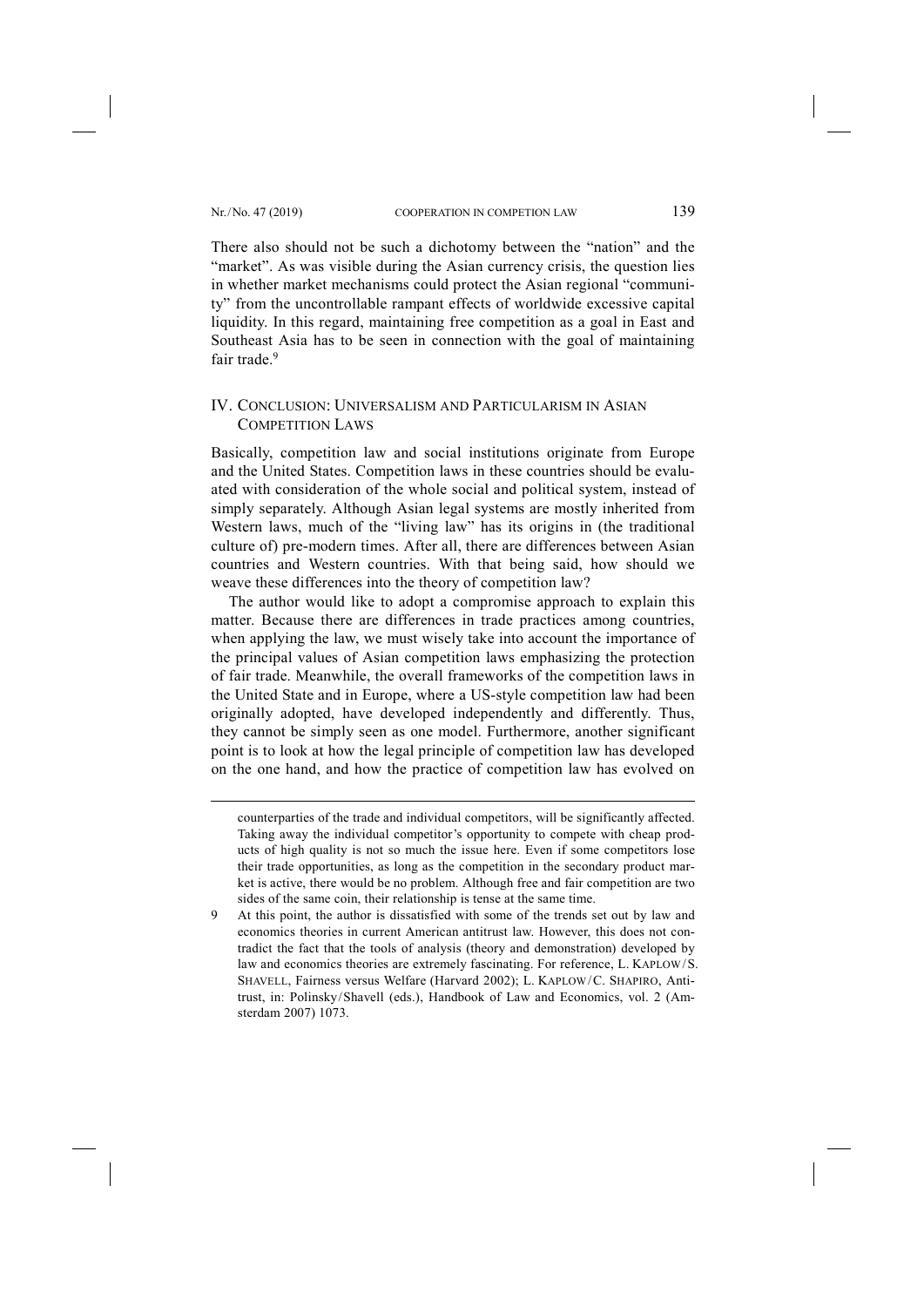There also should not be such a dichotomy between the "nation" and the "market". As was visible during the Asian currency crisis, the question lies in whether market mechanisms could protect the Asian regional "community" from the uncontrollable rampant effects of worldwide excessive capital liquidity. In this regard, maintaining free competition as a goal in East and Southeast Asia has to be seen in connection with the goal of maintaining fair trade.[9]

## IV. Conclusion: Universalism and Particularism in Asian Competition Laws

Basically, competition law and social institutions originate from Europe and the United States. Competition laws in these countries should be evaluated with consideration of the whole social and political system, instead of simply separately. Although Asian legal systems are mostly inherited from Western laws, much of the "living law" has its origins in (the traditional culture of) pre-modern times. After all, there are differences between Asian countries and Western countries. With that being said, how should we weave these differences into the theory of competition law?

The author would like to adopt a compromise approach to explain this matter. Because there are differences in trade practices among countries, when applying the law, we must wisely take into account the importance of the principal values of Asian competition laws emphasizing the protection of fair trade. Meanwhile, the overall frameworks of the competition laws in the United State and in Europe, where a US-style competition law had been originally adopted, have developed independently and differently. Thus, they cannot be simply seen as one model. Furthermore, another significant point is to look at how the legal principle of competition law has developed on the one hand, and how the practice of competition law has evolved on

---

counterparties of the trade and individual competitors, will be significantly affected. Taking away the individual competitor's opportunity to compete with cheap products of high quality is not so much the issue here. Even if some competitors lose their trade opportunities, as long as the competition in the secondary product market is active, there would be no problem. Although free and fair competition are two sides of the same coin, their relationship is tense at the same time.

9 At this point, the author is dissatisfied with some of the trends set out by law and economics theories in current American antitrust law. However, this does not contradict the fact that the tools of analysis (theory and demonstration) developed by law and economics theories are extremely fascinating. For reference, L. Kaplow/S. Shavell, Fairness versus Welfare (Harvard 2002); L. Kaplow/C. Shapiro, Antitrust, in: Polinsky/Shavell (eds.), Handbook of Law and Economics, vol. 2 (Amsterdam 2007) 1073.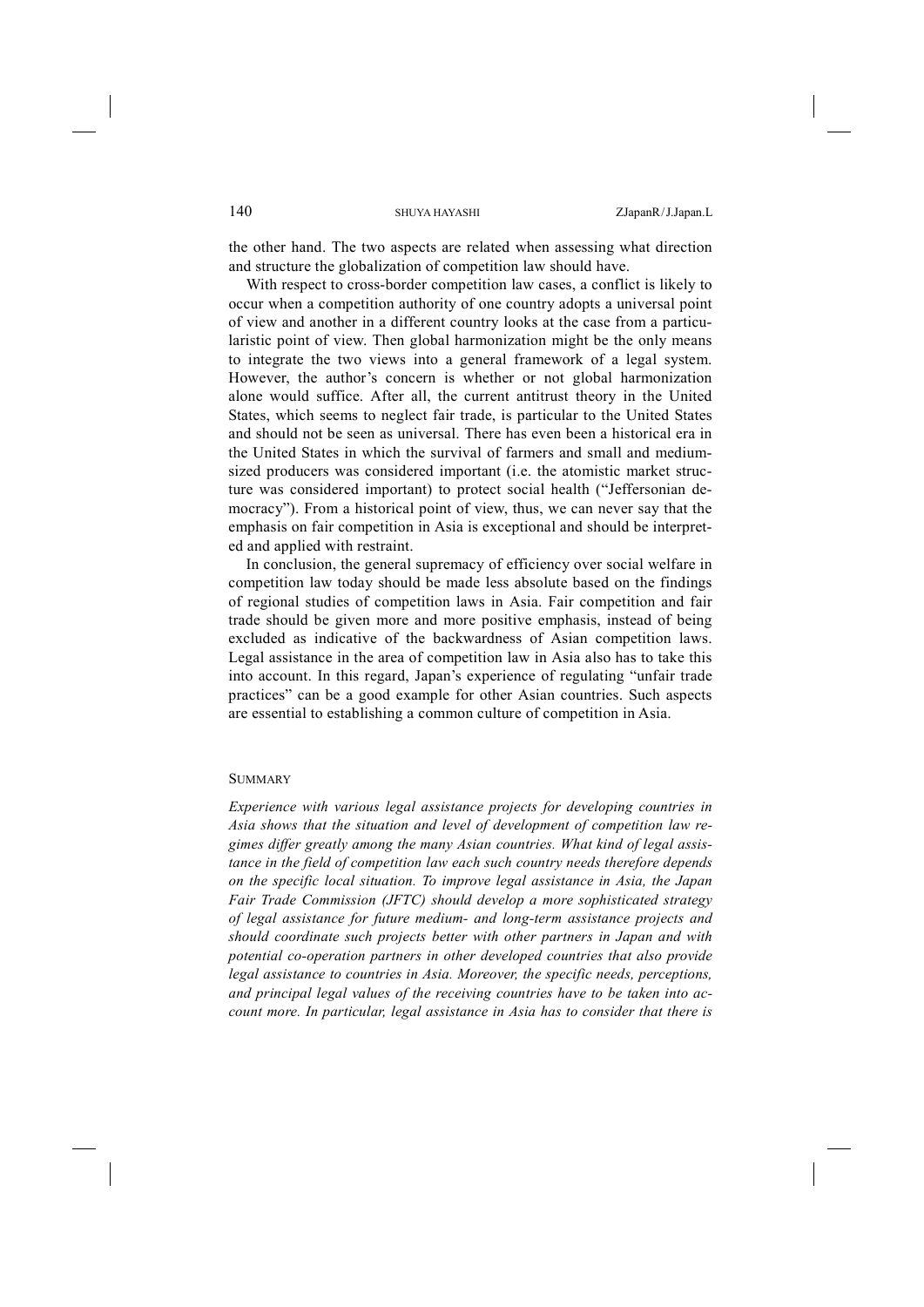the other hand. The two aspects are related when assessing what direction and structure the globalization of competition law should have.

With respect to cross-border competition law cases, a conflict is likely to occur when a competition authority of one country adopts a universal point of view and another in a different country looks at the case from a particularistic point of view. Then global harmonization might be the only means to integrate the two views into a general framework of a legal system. However, the author's concern is whether or not global harmonization alone would suffice. After all, the current antitrust theory in the United States, which seems to neglect fair trade, is particular to the United States and should not be seen as universal. There has even been a historical era in the United States in which the survival of farmers and small and medium-sized producers was considered important (i.e. the atomistic market structure was considered important) to protect social health ("Jeffersonian democracy"). From a historical point of view, thus, we can never say that the emphasis on fair competition in Asia is exceptional and should be interpreted and applied with restraint.

In conclusion, the general supremacy of efficiency over social welfare in competition law today should be made less absolute based on the findings of regional studies of competition laws in Asia. Fair competition and fair trade should be given more and more positive emphasis, instead of being excluded as indicative of the backwardness of Asian competition laws. Legal assistance in the area of competition law in Asia also has to take this into account. In this regard, Japan's experience of regulating "unfair trade practices" can be a good example for other Asian countries. Such aspects are essential to establishing a common culture of competition in Asia.

## SUMMARY

*Experience with various legal assistance projects for developing countries in Asia shows that the situation and level of development of competition law regimes differ greatly among the many Asian countries. What kind of legal assistance in the field of competition law each such country needs therefore depends on the specific local situation. To improve legal assistance in Asia, the Japan Fair Trade Commission (JFTC) should develop a more sophisticated strategy of legal assistance for future medium- and long-term assistance projects and should coordinate such projects better with other partners in Japan and with potential co-operation partners in other developed countries that also provide legal assistance to countries in Asia. Moreover, the specific needs, perceptions, and principal legal values of the receiving countries have to be taken into account more. In particular, legal assistance in Asia has to consider that there is*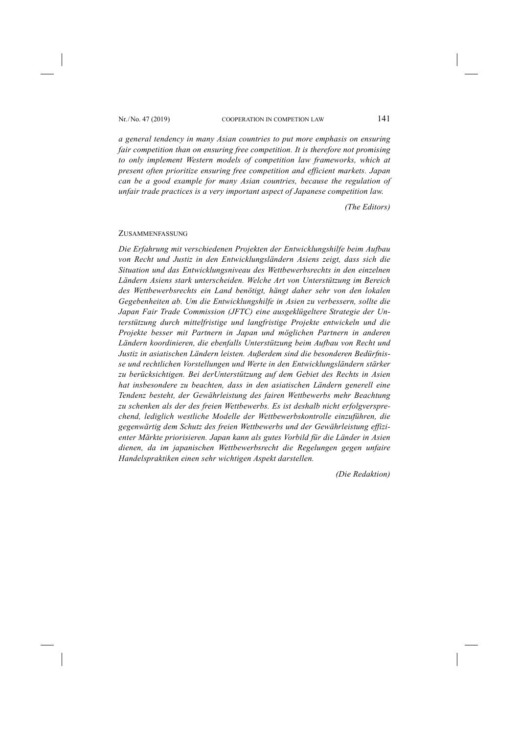*a general tendency in many Asian countries to put more emphasis on ensuring fair competition than on ensuring free competition. It is therefore not promising to only implement Western models of competition law frameworks, which at present often prioritize ensuring free competition and efficient markets. Japan can be a good example for many Asian countries, because the regulation of unfair trade practices is a very important aspect of Japanese competition law.*

*(The Editors)*

## ZUSAMMENFASSUNG

*Die Erfahrung mit verschiedenen Projekten der Entwicklungshilfe beim Aufbau von Recht und Justiz in den Entwicklungsländern Asiens zeigt, dass sich die Situation und das Entwicklungsniveau des Wettbewerbsrechts in den einzelnen Ländern Asiens stark unterscheiden. Welche Art von Unterstützung im Bereich des Wettbewerbsrechts ein Land benötigt, hängt daher sehr von den lokalen Gegebenheiten ab. Um die Entwicklungshilfe in Asien zu verbessern, sollte die Japan Fair Trade Commission (JFTC) eine ausgeklügeltere Strategie der Unterstützung durch mittelfristige und langfristige Projekte entwickeln und die Projekte besser mit Partnern in Japan und möglichen Partnern in anderen Ländern koordinieren, die ebenfalls Unterstützung beim Aufbau von Recht und Justiz in asiatischen Ländern leisten. Außerdem sind die besonderen Bedürfnisse und rechtlichen Vorstellungen und Werte in den Entwicklungsländern stärker zu berücksichtigen. Bei derUnterstützung auf dem Gebiet des Rechts in Asien hat insbesondere zu beachten, dass in den asiatischen Ländern generell eine Tendenz besteht, der Gewährleistung des fairen Wettbewerbs mehr Beachtung zu schenken als der des freien Wettbewerbs. Es ist deshalb nicht erfolgversprechend, lediglich westliche Modelle der Wettbewerbskontrolle einzuführen, die gegenwärtig dem Schutz des freien Wettbewerbs und der Gewährleistung effizienter Märkte priorisieren. Japan kann als gutes Vorbild für die Länder in Asien dienen, da im japanischen Wettbewerbsrecht die Regelungen gegen unfaire Handelspraktiken einen sehr wichtigen Aspekt darstellen.*

*(Die Redaktion)*